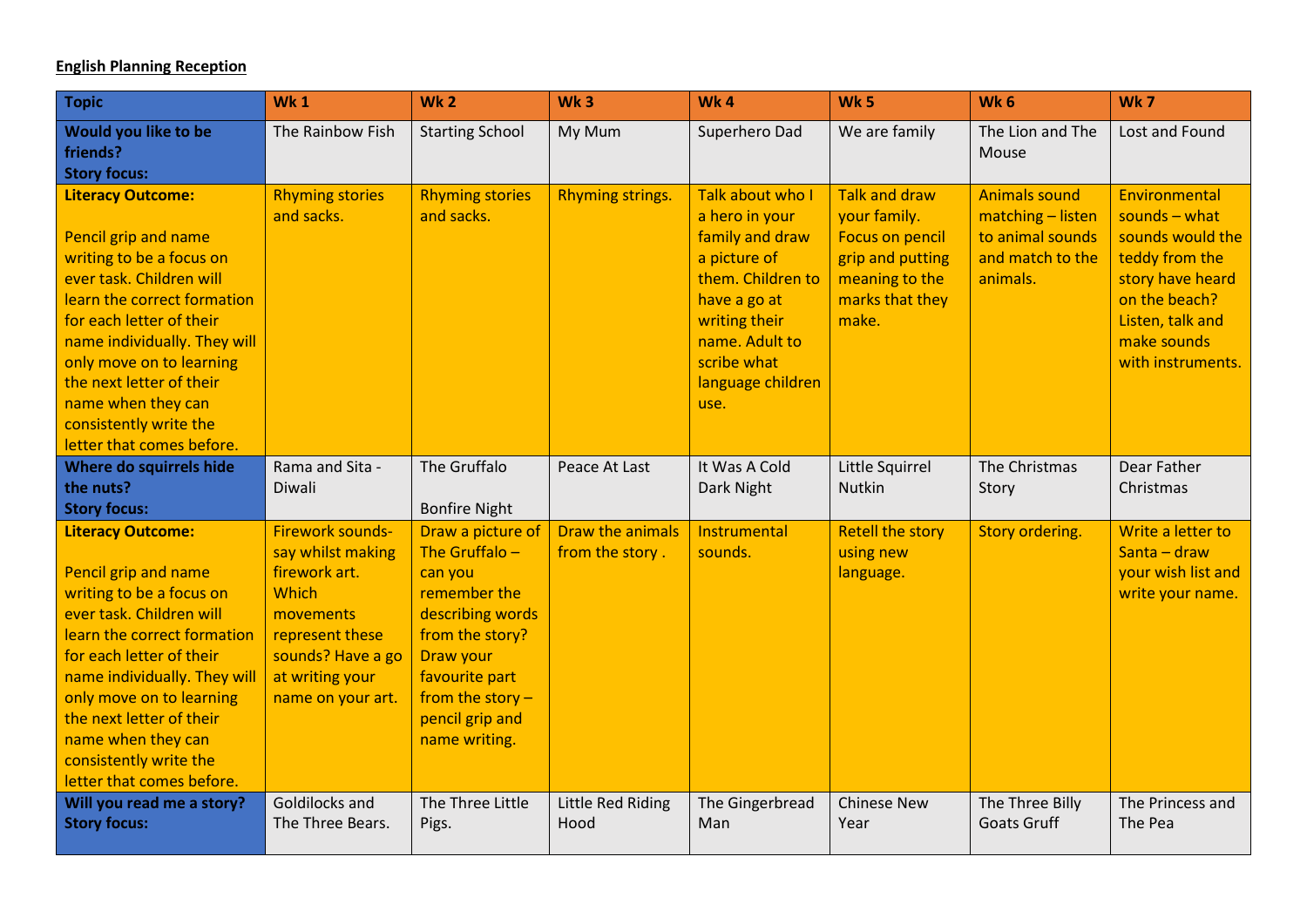**English Planning Reception**

| Topic | Wk 1 | Wk 2 | Wk 3 | Wk 4 | Wk 5 | Wk 6 | Wk 7 |
|---|---|---|---|---|---|---|---|
| **Would you like to be friends? Story focus:** | The Rainbow Fish | Starting School | My Mum | Superhero Dad | We are family | The Lion and The Mouse | Lost and Found |
| **Literacy Outcome:** Pencil grip and name writing to be a focus on ever task. Children will learn the correct formation for each letter of their name individually. They will only move on to learning the next letter of their name when they can consistently write the letter that comes before. | Rhyming stories and sacks. | Rhyming stories and sacks. | Rhyming strings. | Talk about who I a hero in your family and draw a picture of them. Children to have a go at writing their name. Adult to scribe what language children use. | Talk and draw your family. Focus on pencil grip and putting meaning to the marks that they make. | Animals sound matching – listen to animal sounds and match to the animals. | Environmental sounds – what sounds would the teddy from the story have heard on the beach? Listen, talk and make sounds with instruments. |
| **Where do squirrels hide the nuts? Story focus:** | Rama and Sita - Diwali | The Gruffalo<br><br>Bonfire Night | Peace At Last | It Was A Cold Dark Night | Little Squirrel Nutkin | The Christmas Story | Dear Father Christmas |
| **Literacy Outcome:** Pencil grip and name writing to be a focus on ever task. Children will learn the correct formation for each letter of their name individually. They will only move on to learning the next letter of their name when they can consistently write the letter that comes before. | Firework sounds-say whilst making firework art. Which movements represent these sounds? Have a go at writing your name on your art. | Draw a picture of The Gruffalo – can you remember the describing words from the story? Draw your favourite part from the story – pencil grip and name writing. | Draw the animals from the story . | Instrumental sounds. | Retell the story using new language. | Story ordering. | Write a letter to Santa – draw your wish list and write your name. |
| **Will you read me a story? Story focus:** | Goldilocks and The Three Bears. | The Three Little Pigs. | Little Red Riding Hood | The Gingerbread Man | Chinese New Year | The Three Billy Goats Gruff | The Princess and The Pea |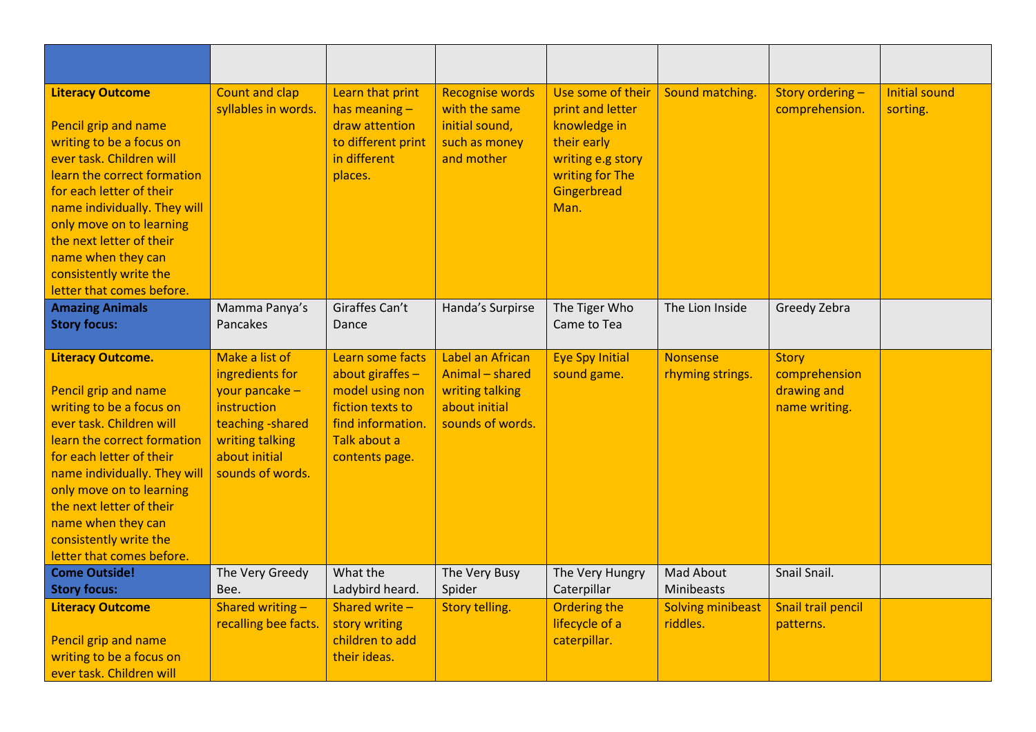| | | | | | | | |
|---|---|---|---|---|---|---|---|
| **Literacy Outcome**<br><br>Pencil grip and name writing to be a focus on ever task. Children will learn the correct formation for each letter of their name individually. They will only move on to learning the next letter of their name when they can consistently write the letter that comes before. | Count and clap syllables in words. | Learn that print has meaning – draw attention to different print in different places. | Recognise words with the same initial sound, such as money and mother | Use some of their print and letter knowledge in their early writing e.g story writing for The Gingerbread Man. | Sound matching. | Story ordering – comprehension. | Initial sound sorting. |
| **Amazing Animals**<br>**Story focus:** | Mamma Panya's Pancakes | Giraffes Can't Dance | Handa's Surpirse | The Tiger Who Came to Tea | The Lion Inside | Greedy Zebra | |
| **Literacy Outcome.**<br><br>Pencil grip and name writing to be a focus on ever task. Children will learn the correct formation for each letter of their name individually. They will only move on to learning the next letter of their name when they can consistently write the letter that comes before. | Make a list of ingredients for your pancake – instruction teaching -shared writing talking about initial sounds of words. | Learn some facts about giraffes – model using non fiction texts to find information. Talk about a contents page. | Label an African Animal – shared writing talking about initial sounds of words. | Eye Spy Initial sound game. | Nonsense rhyming strings. | Story comprehension drawing and name writing. | |
| **Come Outside!**<br>**Story focus:** | The Very Greedy Bee. | What the Ladybird heard. | The Very Busy Spider | The Very Hungry Caterpillar | Mad About Minibeasts | Snail Snail. | |
| **Literacy Outcome**<br><br>Pencil grip and name writing to be a focus on ever task. Children will | Shared writing – recalling bee facts. | Shared write – story writing children to add their ideas. | Story telling. | Ordering the lifecycle of a caterpillar. | Solving minibeast riddles. | Snail trail pencil patterns. | |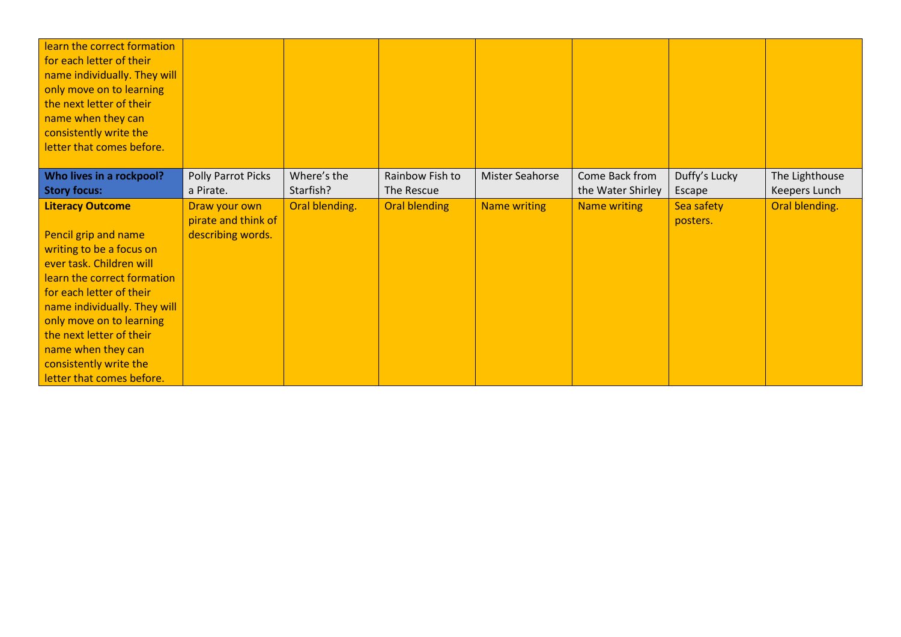| | | | | | | | |
|---|---|---|---|---|---|---|---|
| learn the correct formation for each letter of their name individually. They will only move on to learning the next letter of their name when they can consistently write the letter that comes before. | | | | | | | |
| **Who lives in a rockpool? Story focus:** | Polly Parrot Picks a Pirate. | Where's the Starfish? | Rainbow Fish to The Rescue | Mister Seahorse | Come Back from the Water Shirley | Duffy's Lucky Escape | The Lighthouse Keepers Lunch |
| **Literacy Outcome**<br><br>Pencil grip and name writing to be a focus on ever task. Children will learn the correct formation for each letter of their name individually. They will only move on to learning the next letter of their name when they can consistently write the letter that comes before. | Draw your own pirate and think of describing words. | Oral blending. | Oral blending | Name writing | Name writing | Sea safety posters. | Oral blending. |